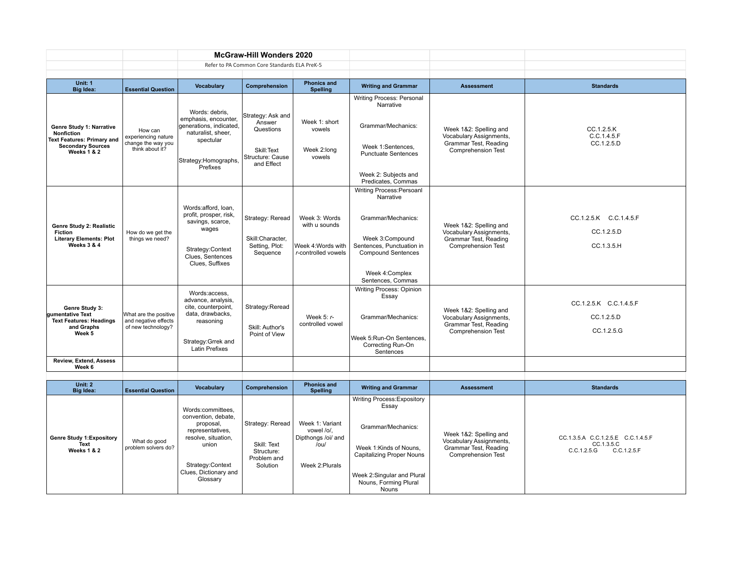# McGraw-Hill Wonders 2020

Refer to PA Common Core Standards ELA PreK-5

| Unit: 1 Big Idea: | Essential Question | Vocabulary | Comprehension | Phonics and Spelling | Writing and Grammar | Assessment | Standards |
|---|---|---|---|---|---|---|---|
| **Genre Study 1: Narrative Nonfiction Text Features: Primary and Secondary Sources Weeks 1 & 2** | How can experiencing nature change the way you think about it? | Words: debris, emphasis, encounter, generations, indicated, naturalist, sheer, spectular<br><br>Strategy:Homographs, Prefixes | Strategy: Ask and Answer Questions<br><br>Skill:Text Structure: Cause and Effect | Week 1: short vowels<br><br>Week 2:long vowels | Writing Process: Personal Narrative<br><br>Grammar/Mechanics:<br><br>Week 1:Sentences, Punctuate Sentences<br><br>Week 2: Subjects and Predicates, Commas | Week 1&2: Spelling and Vocabulary Assignments, Grammar Test, Reading Comprehension Test | CC.1.2.5.K<br>C.C.1.4.5.F<br>CC.1.2.5.D |
| **Genre Study 2: Realistic Fiction Literary Elements: Plot Weeks 3 & 4** | How do we get the things we need? | Words:afford, loan, profit, prosper, risk, savings, scarce, wages<br><br>Strategy:Context Clues, Sentences Clues, Suffixes | Strategy: Reread<br><br>Skill:Character, Setting, Plot: Sequence | Week 3: Words with u sounds<br><br>Week 4:Words with *r*-controlled vowels | Writing Process:Persoanl Narrative<br><br>Grammar/Mechanics:<br><br>Week 3:Compound Sentences, Punctuation in Compound Sentences<br><br>Week 4:Complex Sentences, Commas | Week 1&2: Spelling and Vocabulary Assignments, Grammar Test, Reading Comprehension Test | CC.1.2.5.K C.C.1.4.5.F<br>CC.1.2.5.D<br>CC.1.3.5.H |
| **Genre Study 3: gumentative Text Text Features: Headings and Graphs Week 5** | What are the positive and negative effects of new technology? | Words:access, advance, analysis, cite, counterpoint, data, drawbacks, reasoning<br><br>Strategy:Grrek and Latin Prefixes | Strategy:Reread<br><br>Skill: Author's Point of View | Week 5: *r*-controlled vowel | Writing Process: Opinion Essay<br><br>Grammar/Mechanics:<br><br>Week 5:Run-On Sentences, Correcting Run-On Sentences | Week 1&2: Spelling and Vocabulary Assignments, Grammar Test, Reading Comprehension Test | CC.1.2.5.K C.C.1.4.5.F<br>CC.1.2.5.D<br>CC.1.2.5.G |
| **Review, Extend, Assess Week 6** | | | | | | | |

| Unit: 2 Big Idea: | Essential Question | Vocabulary | Comprehension | Phonics and Spelling | Writing and Grammar | Assessment | Standards |
|---|---|---|---|---|---|---|---|
| **Genre Study 1:Expository Text Weeks 1 & 2** | What do good problem solvers do? | Words:committees, convention, debate, proposal, representatives, resolve, situation, union<br><br>Strategy:Context Clues, Dictionary and Glossary | Strategy: Reread<br><br>Skill: Text Structure: Problem and Solution | Week 1: Variant vowel /o/, Dipthongs /oi/ and /ou/<br><br>Week 2:Plurals | Writing Process:Expository Essay<br><br>Grammar/Mechanics:<br><br>Week 1:Kinds of Nouns, Capitalizing Proper Nouns<br><br>Week 2:Singular and Plural Nouns, Forming Plural Nouns | Week 1&2: Spelling and Vocabulary Assignments, Grammar Test, Reading Comprehension Test | CC.1.3.5.A C.C.1.2.5.E C.C.1.4.5.F<br>CC.1.3.5.C<br>C.C.1.2.5.G C.C.1.2.5.F |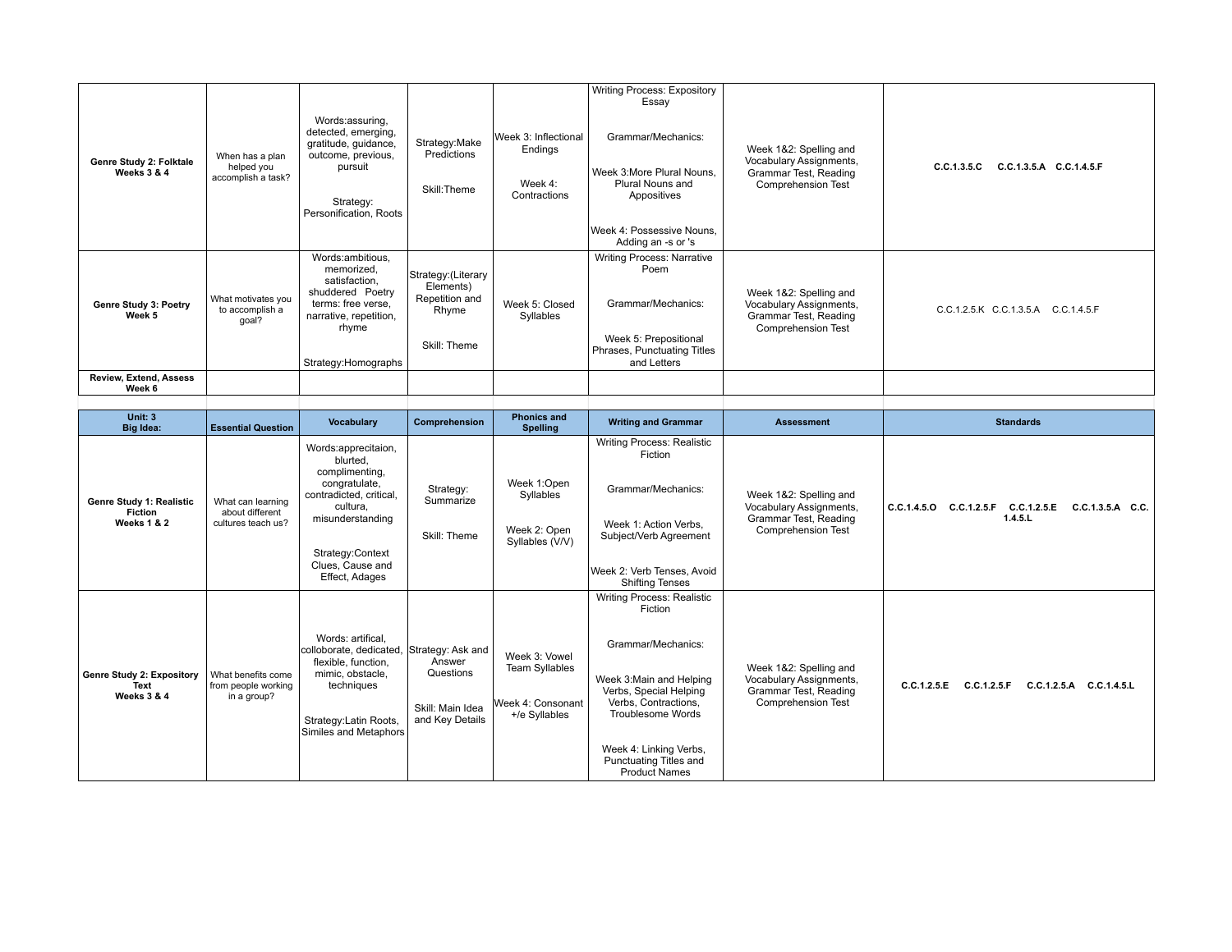| | | | | | | | |
|---|---|---|---|---|---|---|---|
| **Genre Study 2: Folktale Weeks 3 & 4** | When has a plan helped you accomplish a task? | Words:assuring, detected, emerging, gratitude, guidance, outcome, previous, pursuit<br><br>Strategy: Personification, Roots | Strategy:Make Predictions<br><br>Skill:Theme | Week 3: Inflectional Endings<br><br>Week 4: Contractions | Writing Process: Expository Essay<br><br>Grammar/Mechanics:<br><br>Week 3:More Plural Nouns, Plural Nouns and Appositives<br><br>Week 4: Possessive Nouns, Adding an -s or 's | Week 1&2: Spelling and Vocabulary Assignments, Grammar Test, Reading Comprehension Test | **C.C.1.3.5.C C.C.1.3.5.A C.C.1.4.5.F** |
| **Genre Study 3: Poetry Week 5** | What motivates you to accomplish a goal? | Words:ambitious, memorized, satisfaction, shuddered Poetry terms: free verse, narrative, repetition, rhyme<br><br>Strategy:Homographs | Strategy:(Literary Elements) Repetition and Rhyme<br><br>Skill: Theme | Week 5: Closed Syllables | Writing Process: Narrative Poem<br><br>Grammar/Mechanics:<br><br>Week 5: Prepositional Phrases, Punctuating Titles and Letters | Week 1&2: Spelling and Vocabulary Assignments, Grammar Test, Reading Comprehension Test | C.C.1.2.5.K C.C.1.3.5.A C.C.1.4.5.F |
| **Review, Extend, Assess Week 6** | | | | | | | |

| **Unit: 3 Big Idea:** | **Essential Question** | **Vocabulary** | **Comprehension** | **Phonics and Spelling** | **Writing and Grammar** | **Assessment** | **Standards** |
|---|---|---|---|---|---|---|---|
| **Genre Study 1: Realistic Fiction Weeks 1 & 2** | What can learning about different cultures teach us? | Words:apprecitaion, blurted, complimenting, congratulate, contradicted, critical, cultura, misunderstanding<br><br>Strategy:Context Clues, Cause and Effect, Adages | Strategy: Summarize<br><br>Skill: Theme | Week 1:Open Syllables<br><br>Week 2: Open Syllables (V/V) | Writing Process: Realistic Fiction<br><br>Grammar/Mechanics:<br><br>Week 1: Action Verbs, Subject/Verb Agreement<br><br>Week 2: Verb Tenses, Avoid Shifting Tenses | Week 1&2: Spelling and Vocabulary Assignments, Grammar Test, Reading Comprehension Test | **C.C.1.4.5.O C.C.1.2.5.F C.C.1.2.5.E C.C.1.3.5.A C.C. 1.4.5.L** |
| **Genre Study 2: Expository Text Weeks 3 & 4** | What benefits come from people working in a group? | Words: artifical, colloborate, dedicated, flexible, function, mimic, obstacle, techniques<br><br>Strategy:Latin Roots, Similes and Metaphors | Strategy: Ask and Answer Questions<br><br>Skill: Main Idea and Key Details | Week 3: Vowel Team Syllables<br><br>Week 4: Consonant +/e Syllables | Writing Process: Realistic Fiction<br><br>Grammar/Mechanics:<br><br>Week 3:Main and Helping Verbs, Special Helping Verbs, Contractions, Troublesome Words<br><br>Week 4: Linking Verbs, Punctuating Titles and Product Names | Week 1&2: Spelling and Vocabulary Assignments, Grammar Test, Reading Comprehension Test | **C.C.1.2.5.E C.C.1.2.5.F C.C.1.2.5.A C.C.1.4.5.L** |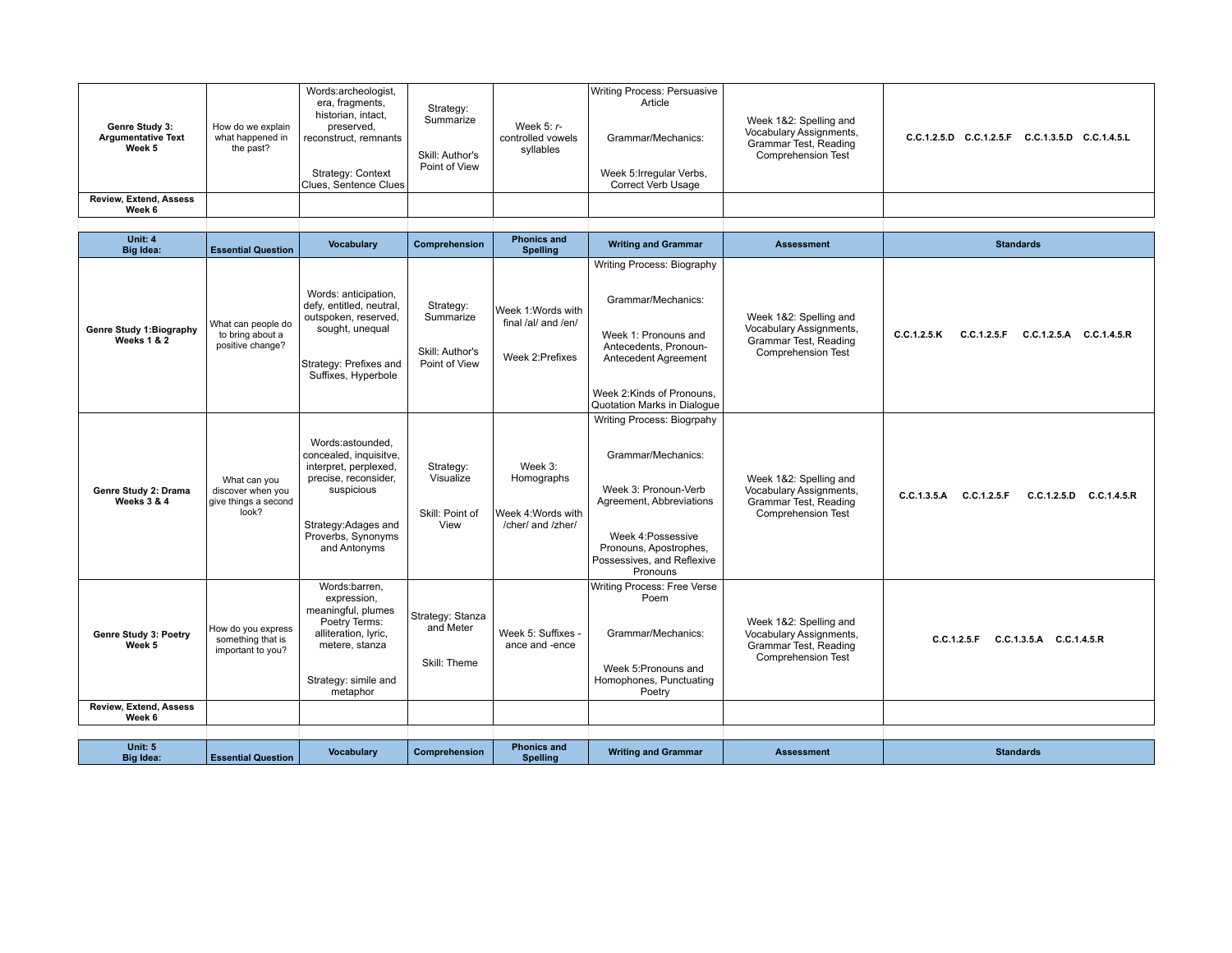| | | | | | | | |
|---|---|---|---|---|---|---|---|
| **Genre Study 3: Argumentative Text Week 5** | How do we explain what happened in the past? | Words:archeologist, era, fragments, historian, intact, preserved, reconstruct, remnants<br><br>Strategy: Context Clues, Sentence Clues | Strategy: Summarize<br><br>Skill: Author's Point of View | Week 5: *r*-controlled vowels syllables | Writing Process: Persuasive Article<br><br>Grammar/Mechanics:<br><br>Week 5:Irregular Verbs, Correct Verb Usage | Week 1&2: Spelling and Vocabulary Assignments, Grammar Test, Reading Comprehension Test | **C.C.1.2.5.D C.C.1.2.5.F C.C.1.3.5.D C.C.1.4.5.L** |
| **Review, Extend, Assess Week 6** | | | | | | | |

| **Unit: 4 Big Idea:** | **Essential Question** | **Vocabulary** | **Comprehension** | **Phonics and Spelling** | **Writing and Grammar** | **Assessment** | **Standards** |
|---|---|---|---|---|---|---|---|
| **Genre Study 1:Biography Weeks 1 & 2** | What can people do to bring about a positive change? | Words: anticipation, defy, entitled, neutral, outspoken, reserved, sought, unequal<br><br>Strategy: Prefixes and Suffixes, Hyperbole | Strategy: Summarize<br><br>Skill: Author's Point of View | Week 1:Words with final /al/ and /en/<br><br>Week 2:Prefixes | Writing Process: Biography<br><br>Grammar/Mechanics:<br><br>Week 1: Pronouns and Antecedents, Pronoun-Antecedent Agreement<br><br>Week 2:Kinds of Pronouns, Quotation Marks in Dialogue | Week 1&2: Spelling and Vocabulary Assignments, Grammar Test, Reading Comprehension Test | **C.C.1.2.5.K C.C.1.2.5.F C.C.1.2.5.A C.C.1.4.5.R** |
| **Genre Study 2: Drama Weeks 3 & 4** | What can you discover when you give things a second look? | Words:astounded, concealed, inquisitve, interpret, perplexed, precise, reconsider, suspicious<br><br>Strategy:Adages and Proverbs, Synonyms and Antonyms | Strategy: Visualize<br><br>Skill: Point of View | Week 3: Homographs<br><br>Week 4:Words with /cher/ and /zher/ | Writing Process: Biogrpahy<br><br>Grammar/Mechanics:<br><br>Week 3: Pronoun-Verb Agreement, Abbreviations<br><br>Week 4:Possessive Pronouns, Apostrophes, Possessives, and Reflexive Pronouns | Week 1&2: Spelling and Vocabulary Assignments, Grammar Test, Reading Comprehension Test | **C.C.1.3.5.A C.C.1.2.5.F C.C.1.2.5.D C.C.1.4.5.R** |
| **Genre Study 3: Poetry Week 5** | How do you express something that is important to you? | Words:barren, expression, meaningful, plumes<br>Poetry Terms: alliteration, lyric, metere, stanza<br><br>Strategy: simile and metaphor | Strategy: Stanza and Meter<br><br>Skill: Theme | Week 5: Suffixes -ance and -ence | Writing Process: Free Verse Poem<br><br>Grammar/Mechanics:<br><br>Week 5:Pronouns and Homophones, Punctuating Poetry | Week 1&2: Spelling and Vocabulary Assignments, Grammar Test, Reading Comprehension Test | **C.C.1.2.5.F C.C.1.3.5.A C.C.1.4.5.R** |
| **Review, Extend, Assess Week 6** | | | | | | | |

| **Unit: 5 Big Idea:** | **Essential Question** | **Vocabulary** | **Comprehension** | **Phonics and Spelling** | **Writing and Grammar** | **Assessment** | **Standards** |
|---|---|---|---|---|---|---|---|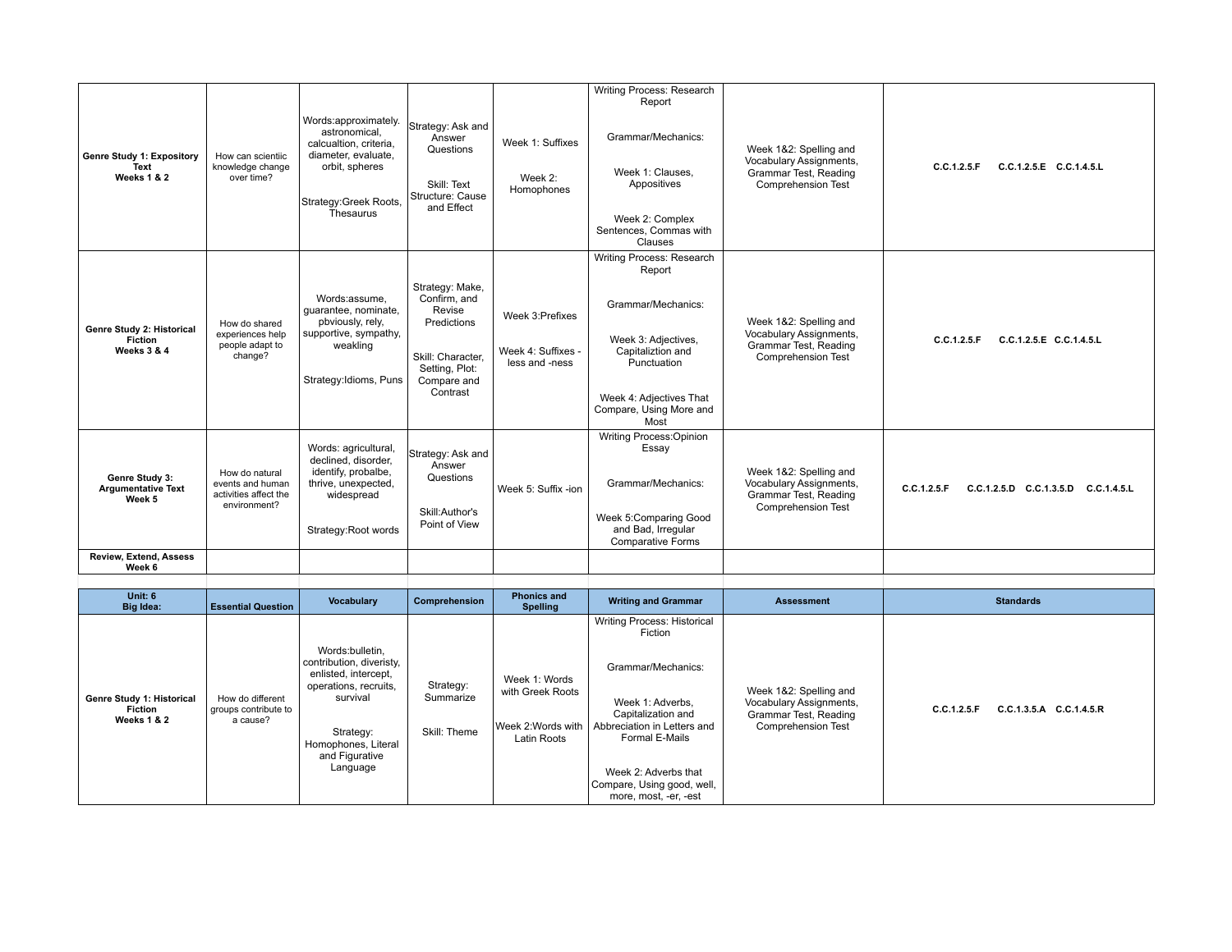| Genre Study 1: Expository Text<br>Weeks 1 & 2 | How can scientiic knowledge change over time? | Words:approximately. astronomical, calcualtion, criteria, diameter, evaluate, orbit, spheres<br><br>Strategy:Greek Roots, Thesaurus | Strategy: Ask and Answer Questions<br><br>Skill: Text Structure: Cause and Effect | Week 1: Suffixes<br><br>Week 2: Homophones | Writing Process: Research Report<br><br>Grammar/Mechanics:<br><br>Week 1: Clauses, Appositives<br><br>Week 2: Complex Sentences, Commas with Clauses | Week 1&2: Spelling and Vocabulary Assignments, Grammar Test, Reading Comprehension Test | C.C.1.2.5.F C.C.1.2.5.E C.C.1.4.5.L |
|---|---|---|---|---|---|---|---|
| Genre Study 2: Historical Fiction<br>Weeks 3 & 4 | How do shared experiences help people adapt to change? | Words:assume, guarantee, nominate, pbviously, rely, supportive, sympathy, weakling<br><br>Strategy:Idioms, Puns | Strategy: Make, Confirm, and Revise Predictions<br><br>Skill: Character, Setting, Plot: Compare and Contrast | Week 3:Prefixes<br><br>Week 4: Suffixes -less and -ness | Writing Process: Research Report<br><br>Grammar/Mechanics:<br><br>Week 3: Adjectives, Capitaliztion and Punctuation<br><br>Week 4: Adjectives That Compare, Using More and Most | Week 1&2: Spelling and Vocabulary Assignments, Grammar Test, Reading Comprehension Test | C.C.1.2.5.F C.C.1.2.5.E C.C.1.4.5.L |
| Genre Study 3: Argumentative Text<br>Week 5 | How do natural events and human activities affect the environment? | Words: agricultural, declined, disorder, identify, probalbe, thrive, unexpected, widespread<br><br>Strategy:Root words | Strategy: Ask and Answer Questions<br><br>Skill:Author's Point of View | Week 5: Suffix -ion | Writing Process:Opinion Essay<br><br>Grammar/Mechanics:<br><br>Week 5:Comparing Good and Bad, Irregular Comparative Forms | Week 1&2: Spelling and Vocabulary Assignments, Grammar Test, Reading Comprehension Test | C.C.1.2.5.F C.C.1.2.5.D C.C.1.3.5.D C.C.1.4.5.L |
| Review, Extend, Assess<br>Week 6 | | | | | | | |

| Unit: 6<br>Big Idea: | Essential Question | Vocabulary | Comprehension | Phonics and Spelling | Writing and Grammar | Assessment | Standards |
|---|---|---|---|---|---|---|---|
| Genre Study 1: Historical Fiction<br>Weeks 1 & 2 | How do different groups contribute to a cause? | Words:bulletin, contribution, diveristy, enlisted, intercept, operations, recruits, survival<br><br>Strategy: Homophones, Literal and Figurative Language | Strategy: Summarize<br><br>Skill: Theme | Week 1: Words with Greek Roots<br><br>Week 2:Words with Latin Roots | Writing Process: Historical Fiction<br><br>Grammar/Mechanics:<br><br>Week 1: Adverbs, Capitalization and Abbreciation in Letters and Formal E-Mails<br><br>Week 2: Adverbs that Compare, Using good, well, more, most, -er, -est | Week 1&2: Spelling and Vocabulary Assignments, Grammar Test, Reading Comprehension Test | C.C.1.2.5.F C.C.1.3.5.A C.C.1.4.5.R |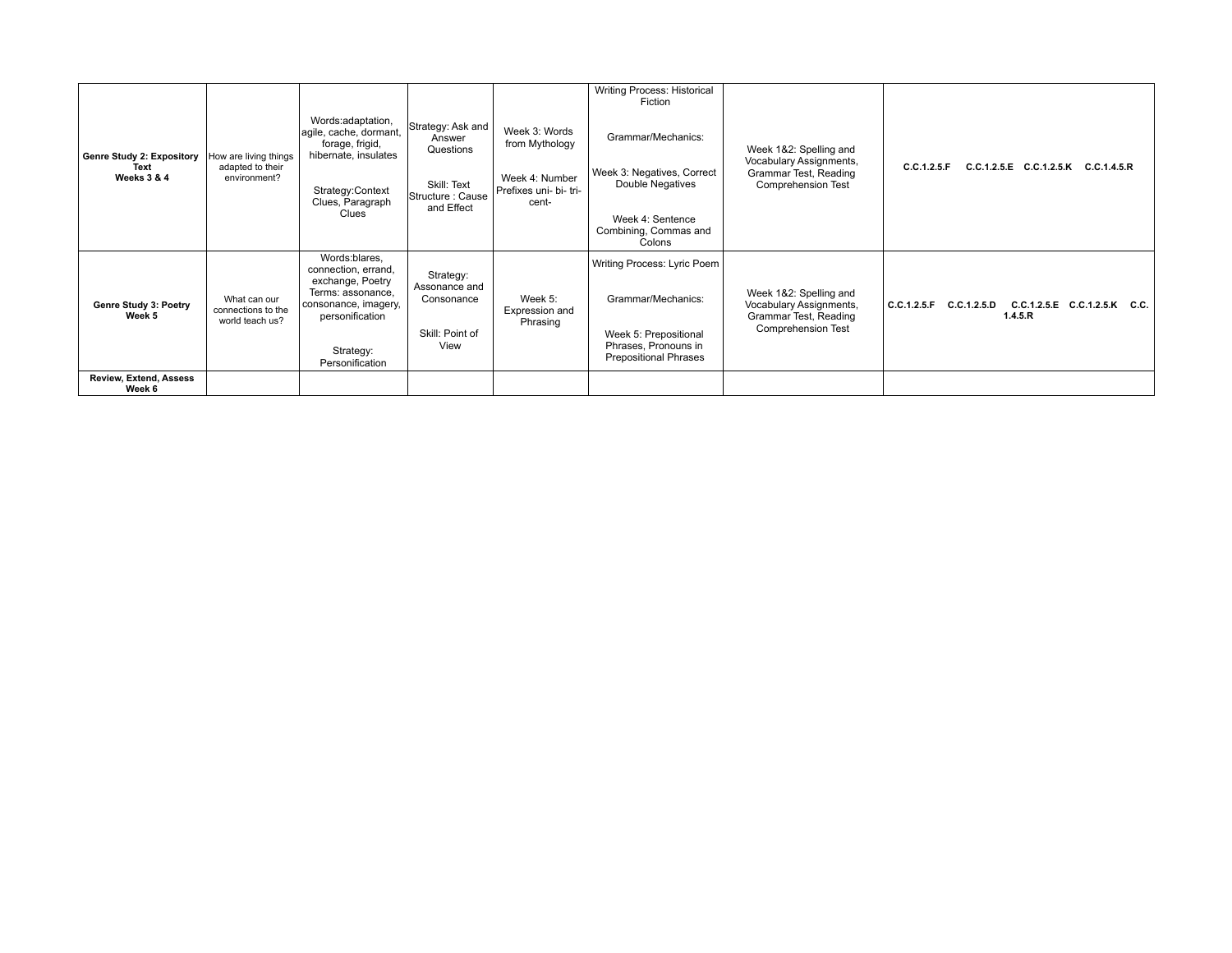| | | | | | | | |
|---|---|---|---|---|---|---|---|
| **Genre Study 2: Expository Text Weeks 3 & 4** | How are living things adapted to their environment? | Words:adaptation, agile, cache, dormant, forage, frigid, hibernate, insulates<br><br>Strategy:Context Clues, Paragraph Clues | Strategy: Ask and Answer Questions<br><br>Skill: Text Structure : Cause and Effect | Week 3: Words from Mythology<br><br>Week 4: Number Prefixes uni- bi- tri- cent- | Writing Process: Historical Fiction<br><br>Grammar/Mechanics:<br><br>Week 3: Negatives, Correct Double Negatives<br><br>Week 4: Sentence Combining, Commas and Colons | Week 1&2: Spelling and Vocabulary Assignments, Grammar Test, Reading Comprehension Test | **C.C.1.2.5.F C.C.1.2.5.E C.C.1.2.5.K C.C.1.4.5.R** |
| **Genre Study 3: Poetry Week 5** | What can our connections to the world teach us? | Words:blares, connection, errand, exchange, Poetry Terms: assonance, consonance, imagery, personification<br><br>Strategy: Personification | Strategy: Assonance and Consonance<br><br>Skill: Point of View | Week 5: Expression and Phrasing | Writing Process: Lyric Poem<br><br>Grammar/Mechanics:<br><br>Week 5: Prepositional Phrases, Pronouns in Prepositional Phrases | Week 1&2: Spelling and Vocabulary Assignments, Grammar Test, Reading Comprehension Test | **C.C.1.2.5.F C.C.1.2.5.D C.C.1.2.5.E C.C.1.2.5.K C.C. 1.4.5.R** |
| **Review, Extend, Assess Week 6** | | | | | | | |